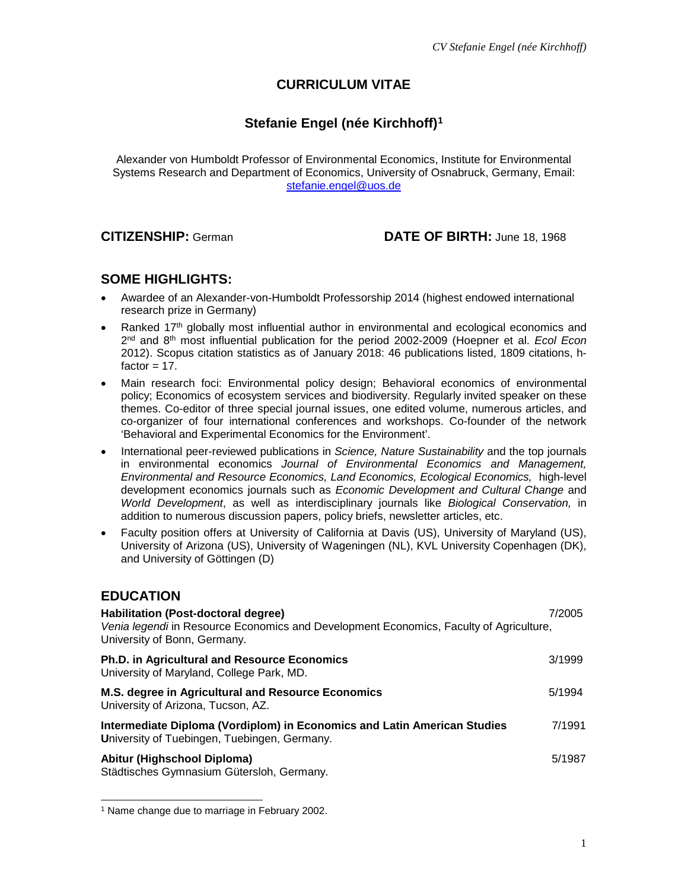# CURRICULUM VITAE

## Stefanie Engel (née Kirchhoff)[1]

Alexander von Humboldt Professor of Environmental Economics, Institute for Environmental Systems Research and Department of Economics, University of Osnabruck, Germany, Email: stefanie.engel@uos.de

**CITIZENSHIP:** German **DATE OF BIRTH:** June 18, 1968

## SOME HIGHLIGHTS:

- Awardee of an Alexander-von-Humboldt Professorship 2014 (highest endowed international research prize in Germany)
- Ranked 17th globally most influential author in environmental and ecological economics and 2nd and 8th most influential publication for the period 2002-2009 (Hoepner et al. *Ecol Econ* 2012). Scopus citation statistics as of January 2018: 46 publications listed, 1809 citations, h-factor = 17.
- Main research foci: Environmental policy design; Behavioral economics of environmental policy; Economics of ecosystem services and biodiversity. Regularly invited speaker on these themes. Co-editor of three special journal issues, one edited volume, numerous articles, and co-organizer of four international conferences and workshops. Co-founder of the network 'Behavioral and Experimental Economics for the Environment'.
- International peer-reviewed publications in *Science, Nature Sustainability* and the top journals in environmental economics *Journal of Environmental Economics and Management, Environmental and Resource Economics, Land Economics, Ecological Economics,* high-level development economics journals such as *Economic Development and Cultural Change* and *World Development*, as well as interdisciplinary journals like *Biological Conservation,* in addition to numerous discussion papers, policy briefs, newsletter articles, etc.
- Faculty position offers at University of California at Davis (US), University of Maryland (US), University of Arizona (US), University of Wageningen (NL), KVL University Copenhagen (DK), and University of Göttingen (D)

## EDUCATION

**Habilitation (Post-doctoral degree)** 7/2005
*Venia legendi* in Resource Economics and Development Economics, Faculty of Agriculture, University of Bonn, Germany.

**Ph.D. in Agricultural and Resource Economics** 3/1999
University of Maryland, College Park, MD.

**M.S. degree in Agricultural and Resource Economics** 5/1994
University of Arizona, Tucson, AZ.

**Intermediate Diploma (Vordiplom) in Economics and Latin American Studies** 7/1991
**U**niversity of Tuebingen, Tuebingen, Germany.

**Abitur (Highschool Diploma)** 5/1987
Städtisches Gymnasium Gütersloh, Germany.

---

[1] Name change due to marriage in February 2002.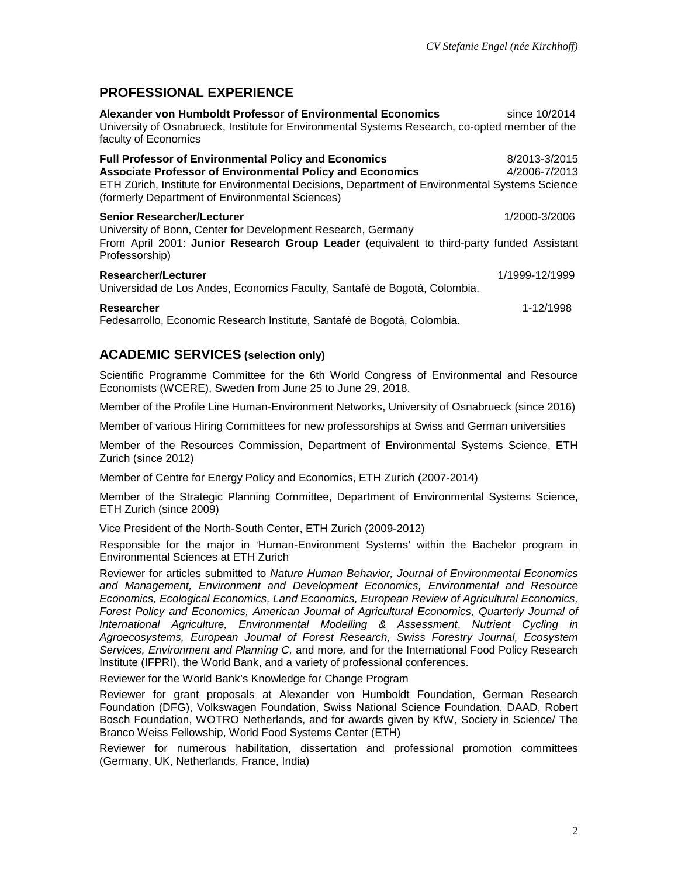## PROFESSIONAL EXPERIENCE

**Alexander von Humboldt Professor of Environmental Economics** since 10/2014
University of Osnabrueck, Institute for Environmental Systems Research, co-opted member of the faculty of Economics

**Full Professor of Environmental Policy and Economics** 8/2013-3/2015
**Associate Professor of Environmental Policy and Economics** 4/2006-7/2013
ETH Zürich, Institute for Environmental Decisions, Department of Environmental Systems Science (formerly Department of Environmental Sciences)

**Senior Researcher/Lecturer** 1/2000-3/2006
University of Bonn, Center for Development Research, Germany
From April 2001: **Junior Research Group Leader** (equivalent to third-party funded Assistant Professorship)

**Researcher/Lecturer** 1/1999-12/1999
Universidad de Los Andes, Economics Faculty, Santafé de Bogotá, Colombia.

**Researcher** 1-12/1998
Fedesarrollo, Economic Research Institute, Santafé de Bogotá, Colombia.

## ACADEMIC SERVICES (selection only)

Scientific Programme Committee for the 6th World Congress of Environmental and Resource Economists (WCERE), Sweden from June 25 to June 29, 2018.

Member of the Profile Line Human-Environment Networks, University of Osnabrueck (since 2016)

Member of various Hiring Committees for new professorships at Swiss and German universities

Member of the Resources Commission, Department of Environmental Systems Science, ETH Zurich (since 2012)

Member of Centre for Energy Policy and Economics, ETH Zurich (2007-2014)

Member of the Strategic Planning Committee, Department of Environmental Systems Science, ETH Zurich (since 2009)

Vice President of the North-South Center, ETH Zurich (2009-2012)

Responsible for the major in 'Human-Environment Systems' within the Bachelor program in Environmental Sciences at ETH Zurich

Reviewer for articles submitted to *Nature Human Behavior, Journal of Environmental Economics and Management, Environment and Development Economics, Environmental and Resource Economics, Ecological Economics, Land Economics, European Review of Agricultural Economics, Forest Policy and Economics, American Journal of Agricultural Economics, Quarterly Journal of International Agriculture, Environmental Modelling & Assessment*, *Nutrient Cycling in Agroecosystems, European Journal of Forest Research, Swiss Forestry Journal, Ecosystem Services, Environment and Planning C,* and more*,* and for the International Food Policy Research Institute (IFPRI), the World Bank, and a variety of professional conferences.

Reviewer for the World Bank's Knowledge for Change Program

Reviewer for grant proposals at Alexander von Humboldt Foundation, German Research Foundation (DFG), Volkswagen Foundation, Swiss National Science Foundation, DAAD, Robert Bosch Foundation, WOTRO Netherlands, and for awards given by KfW, Society in Science/ The Branco Weiss Fellowship, World Food Systems Center (ETH)

Reviewer for numerous habilitation, dissertation and professional promotion committees (Germany, UK, Netherlands, France, India)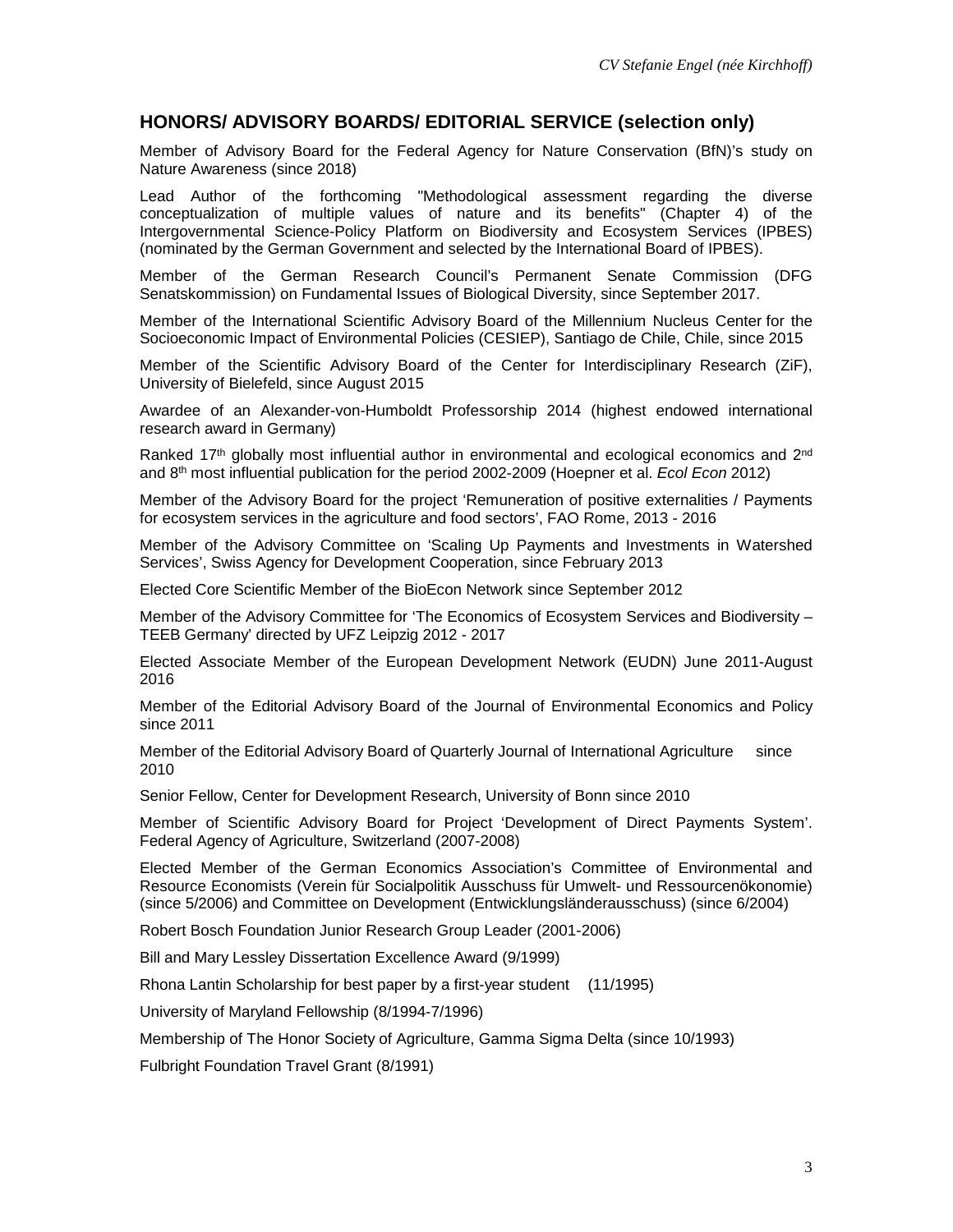## HONORS/ ADVISORY BOARDS/ EDITORIAL SERVICE (selection only)

Member of Advisory Board for the Federal Agency for Nature Conservation (BfN)'s study on Nature Awareness (since 2018)

Lead Author of the forthcoming "Methodological assessment regarding the diverse conceptualization of multiple values of nature and its benefits" (Chapter 4) of the Intergovernmental Science-Policy Platform on Biodiversity and Ecosystem Services (IPBES) (nominated by the German Government and selected by the International Board of IPBES).

Member of the German Research Council's Permanent Senate Commission (DFG Senatskommission) on Fundamental Issues of Biological Diversity, since September 2017.

Member of the International Scientific Advisory Board of the Millennium Nucleus Center for the Socioeconomic Impact of Environmental Policies (CESIEP), Santiago de Chile, Chile, since 2015

Member of the Scientific Advisory Board of the Center for Interdisciplinary Research (ZiF), University of Bielefeld, since August 2015

Awardee of an Alexander-von-Humboldt Professorship 2014 (highest endowed international research award in Germany)

Ranked 17th globally most influential author in environmental and ecological economics and 2nd and 8th most influential publication for the period 2002-2009 (Hoepner et al. *Ecol Econ* 2012)

Member of the Advisory Board for the project 'Remuneration of positive externalities / Payments for ecosystem services in the agriculture and food sectors', FAO Rome, 2013 - 2016

Member of the Advisory Committee on 'Scaling Up Payments and Investments in Watershed Services', Swiss Agency for Development Cooperation, since February 2013

Elected Core Scientific Member of the BioEcon Network since September 2012

Member of the Advisory Committee for 'The Economics of Ecosystem Services and Biodiversity – TEEB Germany' directed by UFZ Leipzig 2012 - 2017

Elected Associate Member of the European Development Network (EUDN) June 2011-August 2016

Member of the Editorial Advisory Board of the Journal of Environmental Economics and Policy since 2011

Member of the Editorial Advisory Board of Quarterly Journal of International Agriculture since 2010

Senior Fellow, Center for Development Research, University of Bonn since 2010

Member of Scientific Advisory Board for Project 'Development of Direct Payments System'. Federal Agency of Agriculture, Switzerland (2007-2008)

Elected Member of the German Economics Association's Committee of Environmental and Resource Economists (Verein für Socialpolitik Ausschuss für Umwelt- und Ressourcenökonomie) (since 5/2006) and Committee on Development (Entwicklungsländerausschuss) (since 6/2004)

Robert Bosch Foundation Junior Research Group Leader (2001-2006)

Bill and Mary Lessley Dissertation Excellence Award (9/1999)

Rhona Lantin Scholarship for best paper by a first-year student (11/1995)

University of Maryland Fellowship (8/1994-7/1996)

Membership of The Honor Society of Agriculture, Gamma Sigma Delta (since 10/1993)

Fulbright Foundation Travel Grant (8/1991)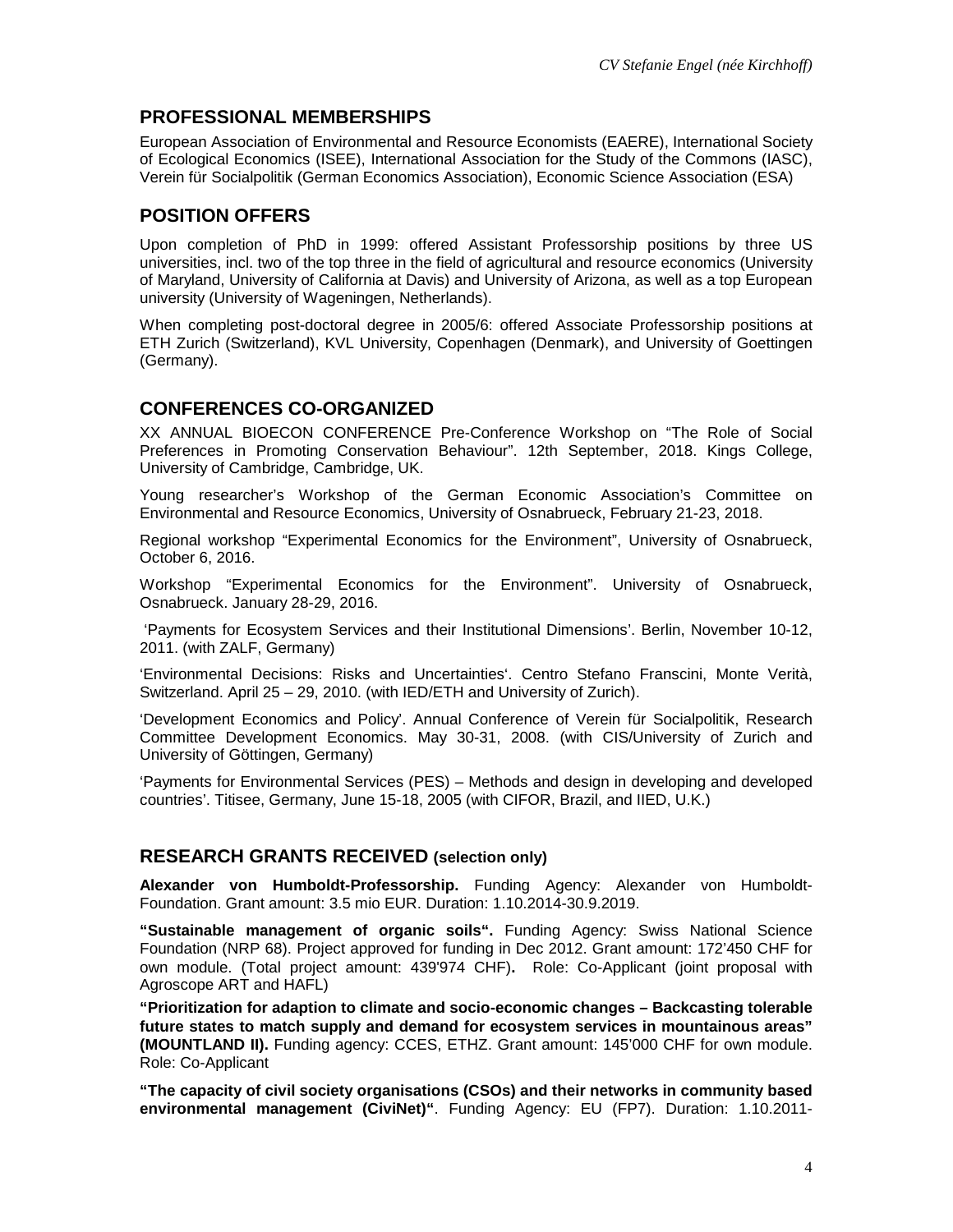## PROFESSIONAL MEMBERSHIPS

European Association of Environmental and Resource Economists (EAERE), International Society of Ecological Economics (ISEE), International Association for the Study of the Commons (IASC), Verein für Socialpolitik (German Economics Association), Economic Science Association (ESA)

## POSITION OFFERS

Upon completion of PhD in 1999: offered Assistant Professorship positions by three US universities, incl. two of the top three in the field of agricultural and resource economics (University of Maryland, University of California at Davis) and University of Arizona, as well as a top European university (University of Wageningen, Netherlands).

When completing post-doctoral degree in 2005/6: offered Associate Professorship positions at ETH Zurich (Switzerland), KVL University, Copenhagen (Denmark), and University of Goettingen (Germany).

## CONFERENCES CO-ORGANIZED

XX ANNUAL BIOECON CONFERENCE Pre-Conference Workshop on "The Role of Social Preferences in Promoting Conservation Behaviour". 12th September, 2018. Kings College, University of Cambridge, Cambridge, UK.

Young researcher's Workshop of the German Economic Association's Committee on Environmental and Resource Economics, University of Osnabrueck, February 21-23, 2018.

Regional workshop "Experimental Economics for the Environment", University of Osnabrueck, October 6, 2016.

Workshop "Experimental Economics for the Environment". University of Osnabrueck, Osnabrueck. January 28-29, 2016.

'Payments for Ecosystem Services and their Institutional Dimensions'. Berlin, November 10-12, 2011. (with ZALF, Germany)

'Environmental Decisions: Risks and Uncertainties'. Centro Stefano Franscini, Monte Verità, Switzerland. April 25 – 29, 2010. (with IED/ETH and University of Zurich).

'Development Economics and Policy'. Annual Conference of Verein für Socialpolitik, Research Committee Development Economics. May 30-31, 2008. (with CIS/University of Zurich and University of Göttingen, Germany)

'Payments for Environmental Services (PES) – Methods and design in developing and developed countries'. Titisee, Germany, June 15-18, 2005 (with CIFOR, Brazil, and IIED, U.K.)

## RESEARCH GRANTS RECEIVED (selection only)

**Alexander von Humboldt-Professorship.** Funding Agency: Alexander von Humboldt-Foundation. Grant amount: 3.5 mio EUR. Duration: 1.10.2014-30.9.2019.

**"Sustainable management of organic soils".** Funding Agency: Swiss National Science Foundation (NRP 68). Project approved for funding in Dec 2012. Grant amount: 172'450 CHF for own module. (Total project amount: 439'974 CHF). Role: Co-Applicant (joint proposal with Agroscope ART and HAFL)

**"Prioritization for adaption to climate and socio-economic changes – Backcasting tolerable future states to match supply and demand for ecosystem services in mountainous areas" (MOUNTLAND II).** Funding agency: CCES, ETHZ. Grant amount: 145'000 CHF for own module. Role: Co-Applicant

**"The capacity of civil society organisations (CSOs) and their networks in community based environmental management (CiviNet)"**. Funding Agency: EU (FP7). Duration: 1.10.2011-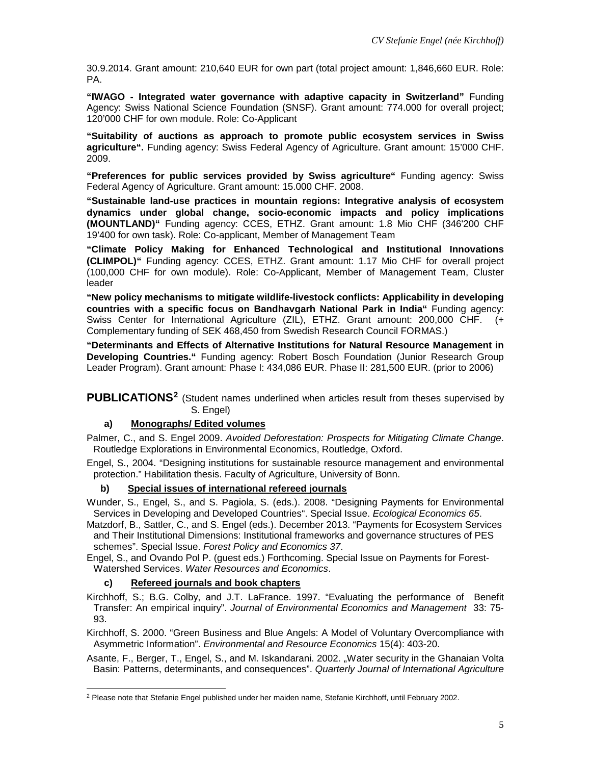30.9.2014. Grant amount: 210,640 EUR for own part (total project amount: 1,846,660 EUR. Role: PA.

**"IWAGO - Integrated water governance with adaptive capacity in Switzerland"** Funding Agency: Swiss National Science Foundation (SNSF). Grant amount: 774.000 for overall project; 120'000 CHF for own module. Role: Co-Applicant

**"Suitability of auctions as approach to promote public ecosystem services in Swiss agriculture".** Funding agency: Swiss Federal Agency of Agriculture. Grant amount: 15'000 CHF. 2009.

**"Preferences for public services provided by Swiss agriculture"** Funding agency: Swiss Federal Agency of Agriculture. Grant amount: 15.000 CHF. 2008.

**"Sustainable land-use practices in mountain regions: Integrative analysis of ecosystem dynamics under global change, socio-economic impacts and policy implications (MOUNTLAND)"** Funding agency: CCES, ETHZ. Grant amount: 1.8 Mio CHF (346'200 CHF 19'400 for own task). Role: Co-applicant, Member of Management Team

**"Climate Policy Making for Enhanced Technological and Institutional Innovations (CLIMPOL)"** Funding agency: CCES, ETHZ. Grant amount: 1.17 Mio CHF for overall project (100,000 CHF for own module). Role: Co-Applicant, Member of Management Team, Cluster leader

**"New policy mechanisms to mitigate wildlife-livestock conflicts: Applicability in developing countries with a specific focus on Bandhavgarh National Park in India"** Funding agency: Swiss Center for International Agriculture (ZIL), ETHZ. Grant amount: 200,000 CHF. (+ Complementary funding of SEK 468,450 from Swedish Research Council FORMAS.)

**"Determinants and Effects of Alternative Institutions for Natural Resource Management in Developing Countries."** Funding agency: Robert Bosch Foundation (Junior Research Group Leader Program). Grant amount: Phase I: 434,086 EUR. Phase II: 281,500 EUR. (prior to 2006)

## PUBLICATIONS[2] (Student names underlined when articles result from theses supervised by S. Engel)

### a) Monographs/ Edited volumes

Palmer, C., and S. Engel 2009. *Avoided Deforestation: Prospects for Mitigating Climate Change*. Routledge Explorations in Environmental Economics, Routledge, Oxford.

Engel, S., 2004. "Designing institutions for sustainable resource management and environmental protection." Habilitation thesis. Faculty of Agriculture, University of Bonn.

### b) Special issues of international refereed journals

Wunder, S., Engel, S., and S. Pagiola, S. (eds.). 2008. "Designing Payments for Environmental Services in Developing and Developed Countries". Special Issue. *Ecological Economics 65*.

Matzdorf, B., Sattler, C., and S. Engel (eds.). December 2013. "Payments for Ecosystem Services and Their Institutional Dimensions: Institutional frameworks and governance structures of PES schemes". Special Issue. *Forest Policy and Economics 37*.

Engel, S., and Ovando Pol P. (guest eds.) Forthcoming. Special Issue on Payments for Forest-Watershed Services. *Water Resources and Economics*.

### c) Refereed journals and book chapters

Kirchhoff, S.; B.G. Colby, and J.T. LaFrance. 1997. "Evaluating the performance of Benefit Transfer: An empirical inquiry". *Journal of Environmental Economics and Management* 33: 75-93.

Kirchhoff, S. 2000. "Green Business and Blue Angels: A Model of Voluntary Overcompliance with Asymmetric Information". *Environmental and Resource Economics* 15(4): 403-20.

Asante, F., Berger, T., Engel, S., and M. Iskandarani. 2002. „Water security in the Ghanaian Volta Basin: Patterns, determinants, and consequences". *Quarterly Journal of International Agriculture*

---

[2] Please note that Stefanie Engel published under her maiden name, Stefanie Kirchhoff, until February 2002.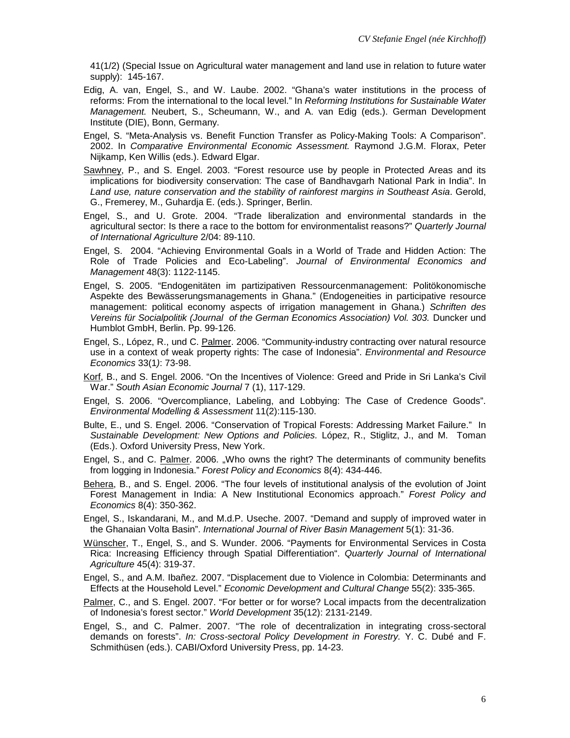41(1/2) (Special Issue on Agricultural water management and land use in relation to future water supply): 145-167.

Edig, A. van, Engel, S., and W. Laube. 2002. "Ghana's water institutions in the process of reforms: From the international to the local level." In *Reforming Institutions for Sustainable Water Management.* Neubert, S., Scheumann, W., and A. van Edig (eds.). German Development Institute (DIE), Bonn, Germany.

Engel, S. "Meta-Analysis vs. Benefit Function Transfer as Policy-Making Tools: A Comparison". 2002. In *Comparative Environmental Economic Assessment.* Raymond J.G.M. Florax, Peter Nijkamp, Ken Willis (eds.). Edward Elgar.

Sawhney, P., and S. Engel. 2003. "Forest resource use by people in Protected Areas and its implications for biodiversity conservation: The case of Bandhavgarh National Park in India". In *Land use, nature conservation and the stability of rainforest margins in Southeast Asia*. Gerold, G., Fremerey, M., Guhardja E. (eds.). Springer, Berlin.

Engel, S., and U. Grote. 2004. "Trade liberalization and environmental standards in the agricultural sector: Is there a race to the bottom for environmentalist reasons?" *Quarterly Journal of International Agriculture* 2/04: 89-110.

Engel, S. 2004. "Achieving Environmental Goals in a World of Trade and Hidden Action: The Role of Trade Policies and Eco-Labeling". *Journal of Environmental Economics and Management* 48(3): 1122-1145.

Engel, S. 2005. "Endogenitäten im partizipativen Ressourcenmanagement: Politökonomische Aspekte des Bewässerungsmanagements in Ghana." (Endogeneities in participative resource management: political economy aspects of irrigation management in Ghana.) *Schriften des Vereins für Socialpolitik (Journal of the German Economics Association) Vol. 303.* Duncker und Humblot GmbH, Berlin. Pp. 99-126.

Engel, S., López, R., und C. Palmer. 2006. "Community-industry contracting over natural resource use in a context of weak property rights: The case of Indonesia". *Environmental and Resource Economics* 33(1): 73-98.

Korf, B., and S. Engel. 2006. "On the Incentives of Violence: Greed and Pride in Sri Lanka's Civil War." *South Asian Economic Journal* 7 (1), 117-129.

Engel, S. 2006. "Overcompliance, Labeling, and Lobbying: The Case of Credence Goods". *Environmental Modelling & Assessment* 11(2):115-130.

Bulte, E., und S. Engel. 2006. "Conservation of Tropical Forests: Addressing Market Failure." In *Sustainable Development: New Options and Policies.* López, R., Stiglitz, J., and M. Toman (Eds.). Oxford University Press, New York.

Engel, S., and C. Palmer. 2006. „Who owns the right? The determinants of community benefits from logging in Indonesia." *Forest Policy and Economics* 8(4): 434-446.

Behera, B., and S. Engel. 2006. "The four levels of institutional analysis of the evolution of Joint Forest Management in India: A New Institutional Economics approach." *Forest Policy and Economics* 8(4): 350-362.

Engel, S., Iskandarani, M., and M.d.P. Useche. 2007. "Demand and supply of improved water in the Ghanaian Volta Basin". *International Journal of River Basin Management* 5(1): 31-36.

Wünscher, T., Engel, S., and S. Wunder. 2006. "Payments for Environmental Services in Costa Rica: Increasing Efficiency through Spatial Differentiation". *Quarterly Journal of International Agriculture* 45(4): 319-37.

Engel, S., and A.M. Ibañez. 2007. "Displacement due to Violence in Colombia: Determinants and Effects at the Household Level." *Economic Development and Cultural Change* 55(2): 335-365.

Palmer, C., and S. Engel. 2007. "For better or for worse? Local impacts from the decentralization of Indonesia's forest sector." *World Development* 35(12): 2131-2149.

Engel, S., and C. Palmer. 2007. "The role of decentralization in integrating cross-sectoral demands on forests". *In: Cross-sectoral Policy Development in Forestry.* Y. C. Dubé and F. Schmithüsen (eds.). CABI/Oxford University Press, pp. 14-23.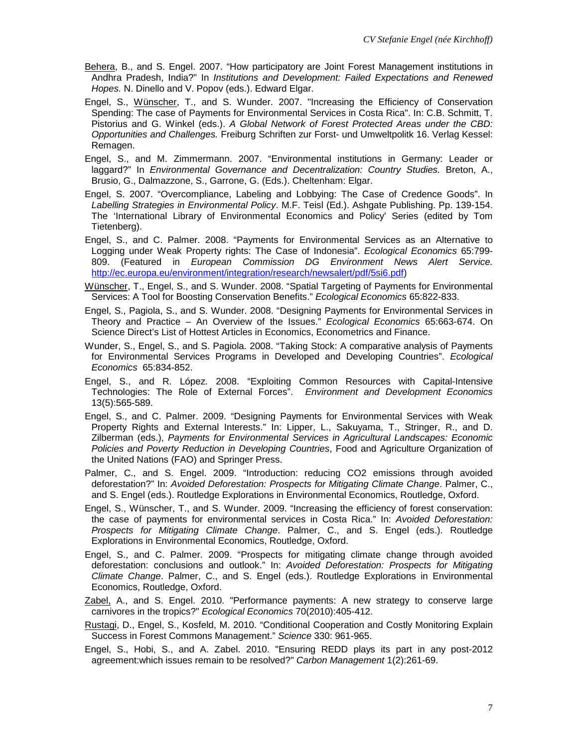Behera, B., and S. Engel. 2007. "How participatory are Joint Forest Management institutions in Andhra Pradesh, India?" In *Institutions and Development: Failed Expectations and Renewed Hopes.* N. Dinello and V. Popov (eds.). Edward Elgar.

Engel, S., Wünscher, T., and S. Wunder. 2007. "Increasing the Efficiency of Conservation Spending: The case of Payments for Environmental Services in Costa Rica". In: C.B. Schmitt, T. Pistorius and G. Winkel (eds.). *A Global Network of Forest Protected Areas under the CBD: Opportunities and Challenges.* Freiburg Schriften zur Forst- und Umweltpolitk 16. Verlag Kessel: Remagen.

Engel, S., and M. Zimmermann. 2007. "Environmental institutions in Germany: Leader or laggard?" In *Environmental Governance and Decentralization: Country Studies.* Breton, A., Brusio, G., Dalmazzone, S., Garrone, G. (Eds.). Cheltenham: Elgar.

Engel, S. 2007. "Overcompliance, Labeling and Lobbying: The Case of Credence Goods". In *Labelling Strategies in Environmental Policy*. M.F. Teisl (Ed.). Ashgate Publishing. Pp. 139-154. The 'International Library of Environmental Economics and Policy' Series (edited by Tom Tietenberg).

Engel, S., and C. Palmer. 2008. "Payments for Environmental Services as an Alternative to Logging under Weak Property rights: The Case of Indonesia". *Ecological Economics* 65:799-809. (Featured in *European Commission DG Environment News Alert Service.* http://ec.europa.eu/environment/integration/research/newsalert/pdf/5si6.pdf)

Wünscher, T., Engel, S., and S. Wunder. 2008. "Spatial Targeting of Payments for Environmental Services: A Tool for Boosting Conservation Benefits." *Ecological Economics* 65:822-833.

Engel, S., Pagiola, S., and S. Wunder. 2008. "Designing Payments for Environmental Services in Theory and Practice – An Overview of the Issues." *Ecological Economics* 65:663-674. On Science Direct's List of Hottest Articles in Economics, Econometrics and Finance.

Wunder, S., Engel, S., and S. Pagiola. 2008. "Taking Stock: A comparative analysis of Payments for Environmental Services Programs in Developed and Developing Countries". *Ecological Economics* 65:834-852.

Engel, S., and R. López. 2008. "Exploiting Common Resources with Capital-Intensive Technologies: The Role of External Forces". *Environment and Development Economics* 13(5):565-589.

Engel, S., and C. Palmer. 2009. "Designing Payments for Environmental Services with Weak Property Rights and External Interests." In: Lipper, L., Sakuyama, T., Stringer, R., and D. Zilberman (eds.), *Payments for Environmental Services in Agricultural Landscapes: Economic Policies and Poverty Reduction in Developing Countries*, Food and Agriculture Organization of the United Nations (FAO) and Springer Press.

Palmer, C., and S. Engel. 2009. "Introduction: reducing CO2 emissions through avoided deforestation?" In: *Avoided Deforestation: Prospects for Mitigating Climate Change*. Palmer, C., and S. Engel (eds.). Routledge Explorations in Environmental Economics, Routledge, Oxford.

Engel, S., Wünscher, T., and S. Wunder. 2009. "Increasing the efficiency of forest conservation: the case of payments for environmental services in Costa Rica." In: *Avoided Deforestation: Prospects for Mitigating Climate Change*. Palmer, C., and S. Engel (eds.). Routledge Explorations in Environmental Economics, Routledge, Oxford.

Engel, S., and C. Palmer. 2009. "Prospects for mitigating climate change through avoided deforestation: conclusions and outlook." In: *Avoided Deforestation: Prospects for Mitigating Climate Change*. Palmer, C., and S. Engel (eds.). Routledge Explorations in Environmental Economics, Routledge, Oxford.

Zabel, A., and S. Engel. 2010. "Performance payments: A new strategy to conserve large carnivores in the tropics?" *Ecological Economics* 70(2010):405-412.

Rustagi, D., Engel, S., Kosfeld, M. 2010. "Conditional Cooperation and Costly Monitoring Explain Success in Forest Commons Management." *Science* 330: 961-965.

Engel, S., Hobi, S., and A. Zabel. 2010. "Ensuring REDD plays its part in any post-2012 agreement:which issues remain to be resolved?" *Carbon Management* 1(2):261-69.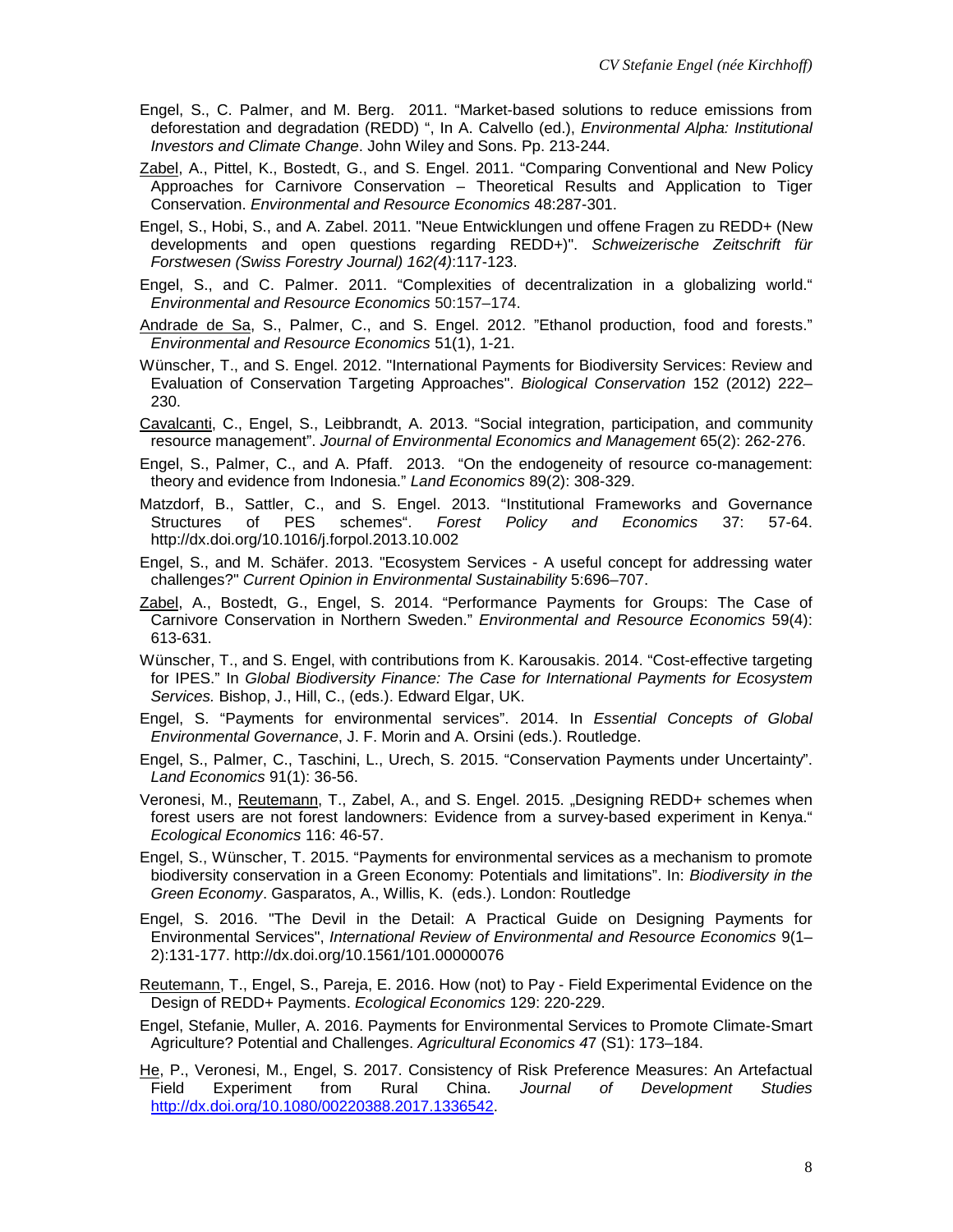Engel, S., C. Palmer, and M. Berg. 2011. "Market-based solutions to reduce emissions from deforestation and degradation (REDD) ", In A. Calvello (ed.), *Environmental Alpha: Institutional Investors and Climate Change*. John Wiley and Sons. Pp. 213-244.

<u>Zabel</u>, A., Pittel, K., Bostedt, G., and S. Engel. 2011. "Comparing Conventional and New Policy Approaches for Carnivore Conservation – Theoretical Results and Application to Tiger Conservation. *Environmental and Resource Economics* 48:287-301.

Engel, S., Hobi, S., and A. Zabel. 2011. "Neue Entwicklungen und offene Fragen zu REDD+ (New developments and open questions regarding REDD+)". *Schweizerische Zeitschrift für Forstwesen (Swiss Forestry Journal) 162(4)*:117-123.

Engel, S., and C. Palmer. 2011. "Complexities of decentralization in a globalizing world." *Environmental and Resource Economics* 50:157–174.

<u>Andrade de Sa</u>, S., Palmer, C., and S. Engel. 2012. "Ethanol production, food and forests." *Environmental and Resource Economics* 51(1), 1-21.

Wünscher, T., and S. Engel. 2012. "International Payments for Biodiversity Services: Review and Evaluation of Conservation Targeting Approaches". *Biological Conservation* 152 (2012) 222–230.

<u>Cavalcanti</u>, C., Engel, S., Leibbrandt, A. 2013. "Social integration, participation, and community resource management". *Journal of Environmental Economics and Management* 65(2): 262-276.

Engel, S., Palmer, C., and A. Pfaff. 2013. "On the endogeneity of resource co-management: theory and evidence from Indonesia." *Land Economics* 89(2): 308-329.

Matzdorf, B., Sattler, C., and S. Engel. 2013. "Institutional Frameworks and Governance Structures of PES schemes". *Forest Policy and Economics* 37: 57-64. http://dx.doi.org/10.1016/j.forpol.2013.10.002

Engel, S., and M. Schäfer. 2013. "Ecosystem Services - A useful concept for addressing water challenges?" *Current Opinion in Environmental Sustainability* 5:696–707.

<u>Zabel</u>, A., Bostedt, G., Engel, S. 2014. "Performance Payments for Groups: The Case of Carnivore Conservation in Northern Sweden." *Environmental and Resource Economics* 59(4): 613-631.

Wünscher, T., and S. Engel, with contributions from K. Karousakis. 2014. "Cost-effective targeting for IPES." In *Global Biodiversity Finance: The Case for International Payments for Ecosystem Services.* Bishop, J., Hill, C., (eds.). Edward Elgar, UK.

Engel, S. "Payments for environmental services". 2014. In *Essential Concepts of Global Environmental Governance*, J. F. Morin and A. Orsini (eds.). Routledge.

Engel, S., Palmer, C., Taschini, L., Urech, S. 2015. "Conservation Payments under Uncertainty". *Land Economics* 91(1): 36-56.

Veronesi, M., <u>Reutemann</u>, T., Zabel, A., and S. Engel. 2015. „Designing REDD+ schemes when forest users are not forest landowners: Evidence from a survey-based experiment in Kenya." *Ecological Economics* 116: 46-57.

Engel, S., Wünscher, T. 2015. "Payments for environmental services as a mechanism to promote biodiversity conservation in a Green Economy: Potentials and limitations". In: *Biodiversity in the Green Economy*. Gasparatos, A., Willis, K. (eds.). London: Routledge

Engel, S. 2016. "The Devil in the Detail: A Practical Guide on Designing Payments for Environmental Services", *International Review of Environmental and Resource Economics* 9(1–2):131-177. http://dx.doi.org/10.1561/101.00000076

<u>Reutemann</u>, T., Engel, S., Pareja, E. 2016. How (not) to Pay - Field Experimental Evidence on the Design of REDD+ Payments. *Ecological Economics* 129: 220-229.

Engel, Stefanie, Muller, A. 2016. Payments for Environmental Services to Promote Climate-Smart Agriculture? Potential and Challenges. *Agricultural Economics 4*7 (S1): 173–184.

<u>He</u>, P., Veronesi, M., Engel, S. 2017. Consistency of Risk Preference Measures: An Artefactual Field Experiment from Rural China. *Journal of Development Studies* http://dx.doi.org/10.1080/00220388.2017.1336542.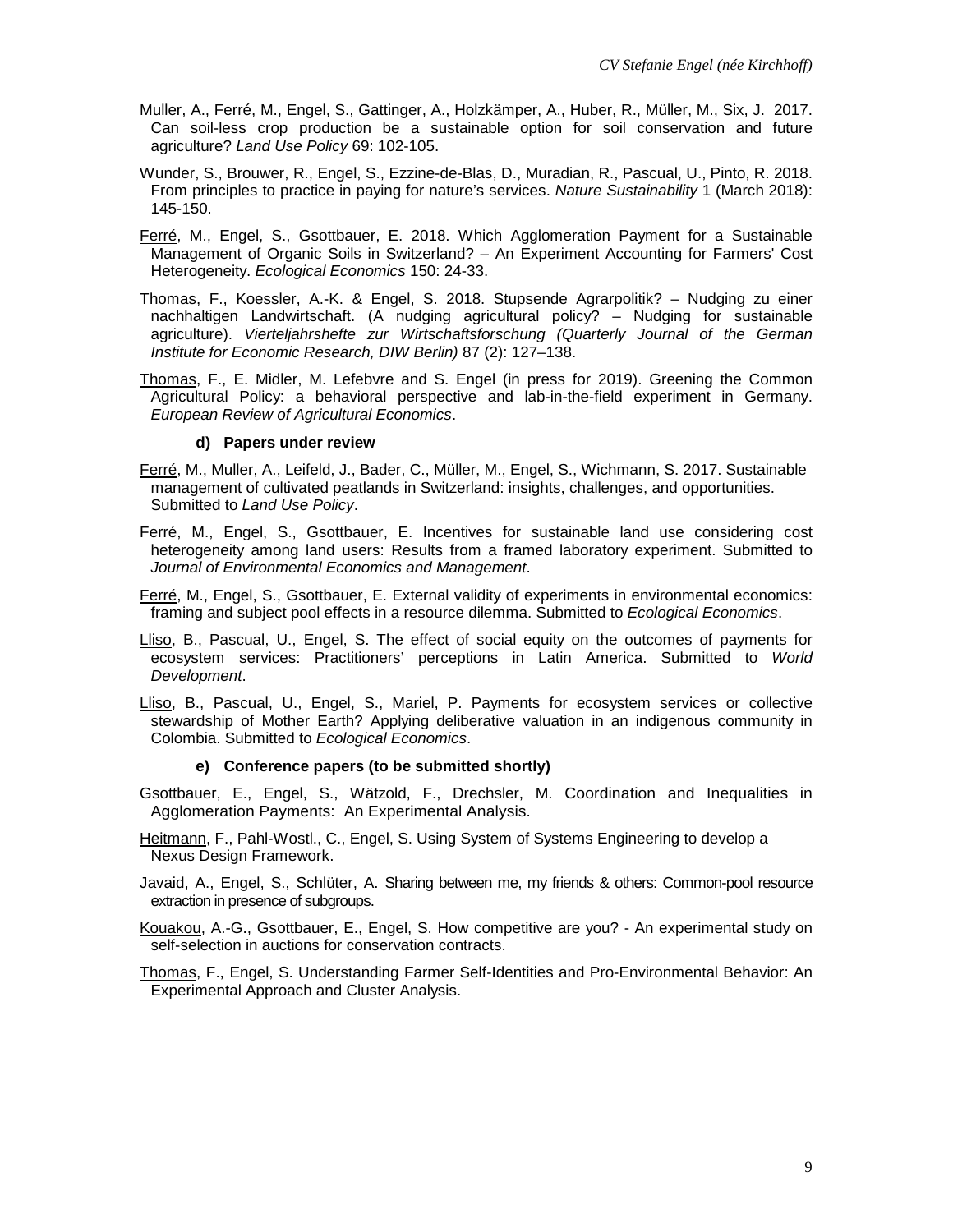Muller, A., Ferré, M., Engel, S., Gattinger, A., Holzkämper, A., Huber, R., Müller, M., Six, J. 2017. Can soil-less crop production be a sustainable option for soil conservation and future agriculture? *Land Use Policy* 69: 102-105.

Wunder, S., Brouwer, R., Engel, S., Ezzine-de-Blas, D., Muradian, R., Pascual, U., Pinto, R. 2018. From principles to practice in paying for nature's services. *Nature Sustainability* 1 (March 2018): 145-150.

<u>Ferré</u>, M., Engel, S., Gsottbauer, E. 2018. Which Agglomeration Payment for a Sustainable Management of Organic Soils in Switzerland? – An Experiment Accounting for Farmers' Cost Heterogeneity. *Ecological Economics* 150: 24-33.

Thomas, F., Koessler, A.-K. & Engel, S. 2018. Stupsende Agrarpolitik? – Nudging zu einer nachhaltigen Landwirtschaft. (A nudging agricultural policy? – Nudging for sustainable agriculture). *Vierteljahrshefte zur Wirtschaftsforschung (Quarterly Journal of the German Institute for Economic Research, DIW Berlin)* 87 (2): 127–138.

<u>Thomas</u>, F., E. Midler, M. Lefebvre and S. Engel (in press for 2019). Greening the Common Agricultural Policy: a behavioral perspective and lab-in-the-field experiment in Germany. *European Review of Agricultural Economics*.

#### d) Papers under review

<u>Ferré</u>, M., Muller, A., Leifeld, J., Bader, C., Müller, M., Engel, S., Wichmann, S. 2017. Sustainable management of cultivated peatlands in Switzerland: insights, challenges, and opportunities. Submitted to *Land Use Policy*.

<u>Ferré</u>, M., Engel, S., Gsottbauer, E. Incentives for sustainable land use considering cost heterogeneity among land users: Results from a framed laboratory experiment. Submitted to *Journal of Environmental Economics and Management*.

<u>Ferré</u>, M., Engel, S., Gsottbauer, E. External validity of experiments in environmental economics: framing and subject pool effects in a resource dilemma. Submitted to *Ecological Economics*.

<u>Lliso</u>, B., Pascual, U., Engel, S. The effect of social equity on the outcomes of payments for ecosystem services: Practitioners' perceptions in Latin America. Submitted to *World Development*.

<u>Lliso</u>, B., Pascual, U., Engel, S., Mariel, P. Payments for ecosystem services or collective stewardship of Mother Earth? Applying deliberative valuation in an indigenous community in Colombia. Submitted to *Ecological Economics*.

#### e) Conference papers (to be submitted shortly)

Gsottbauer, E., Engel, S., Wätzold, F., Drechsler, M. Coordination and Inequalities in Agglomeration Payments: An Experimental Analysis.

<u>Heitmann</u>, F., Pahl-Wostl., C., Engel, S. Using System of Systems Engineering to develop a Nexus Design Framework.

Javaid, A., Engel, S., Schlüter, A. Sharing between me, my friends & others: Common-pool resource extraction in presence of subgroups.

<u>Kouakou</u>, A.-G., Gsottbauer, E., Engel, S. How competitive are you? - An experimental study on self-selection in auctions for conservation contracts.

<u>Thomas</u>, F., Engel, S. Understanding Farmer Self-Identities and Pro-Environmental Behavior: An Experimental Approach and Cluster Analysis.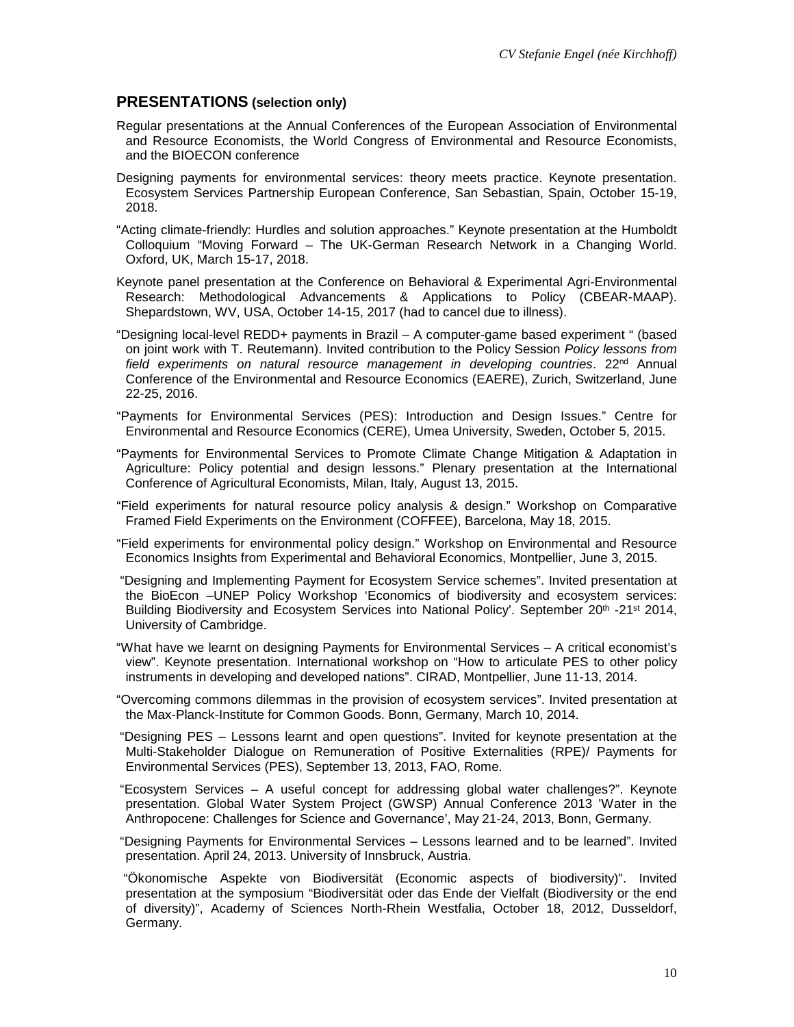## PRESENTATIONS (selection only)

Regular presentations at the Annual Conferences of the European Association of Environmental and Resource Economists, the World Congress of Environmental and Resource Economists, and the BIOECON conference

Designing payments for environmental services: theory meets practice. Keynote presentation. Ecosystem Services Partnership European Conference, San Sebastian, Spain, October 15-19, 2018.

"Acting climate-friendly: Hurdles and solution approaches." Keynote presentation at the Humboldt Colloquium "Moving Forward – The UK-German Research Network in a Changing World. Oxford, UK, March 15-17, 2018.

Keynote panel presentation at the Conference on Behavioral & Experimental Agri-Environmental Research: Methodological Advancements & Applications to Policy (CBEAR-MAAP). Shepardstown, WV, USA, October 14-15, 2017 (had to cancel due to illness).

"Designing local-level REDD+ payments in Brazil – A computer-game based experiment " (based on joint work with T. Reutemann). Invited contribution to the Policy Session *Policy lessons from field experiments on natural resource management in developing countries*. 22nd Annual Conference of the Environmental and Resource Economics (EAERE), Zurich, Switzerland, June 22-25, 2016.

"Payments for Environmental Services (PES): Introduction and Design Issues." Centre for Environmental and Resource Economics (CERE), Umea University, Sweden, October 5, 2015.

"Payments for Environmental Services to Promote Climate Change Mitigation & Adaptation in Agriculture: Policy potential and design lessons." Plenary presentation at the International Conference of Agricultural Economists, Milan, Italy, August 13, 2015.

"Field experiments for natural resource policy analysis & design." Workshop on Comparative Framed Field Experiments on the Environment (COFFEE), Barcelona, May 18, 2015.

"Field experiments for environmental policy design." Workshop on Environmental and Resource Economics Insights from Experimental and Behavioral Economics, Montpellier, June 3, 2015.

"Designing and Implementing Payment for Ecosystem Service schemes". Invited presentation at the BioEcon –UNEP Policy Workshop 'Economics of biodiversity and ecosystem services: Building Biodiversity and Ecosystem Services into National Policy'. September 20th -21st 2014, University of Cambridge.

"What have we learnt on designing Payments for Environmental Services – A critical economist's view". Keynote presentation. International workshop on "How to articulate PES to other policy instruments in developing and developed nations". CIRAD, Montpellier, June 11-13, 2014.

"Overcoming commons dilemmas in the provision of ecosystem services". Invited presentation at the Max-Planck-Institute for Common Goods. Bonn, Germany, March 10, 2014.

"Designing PES – Lessons learnt and open questions". Invited for keynote presentation at the Multi-Stakeholder Dialogue on Remuneration of Positive Externalities (RPE)/ Payments for Environmental Services (PES), September 13, 2013, FAO, Rome.

"Ecosystem Services – A useful concept for addressing global water challenges?". Keynote presentation. Global Water System Project (GWSP) Annual Conference 2013 'Water in the Anthropocene: Challenges for Science and Governance', May 21-24, 2013, Bonn, Germany.

"Designing Payments for Environmental Services – Lessons learned and to be learned". Invited presentation. April 24, 2013. University of Innsbruck, Austria.

"Ökonomische Aspekte von Biodiversität (Economic aspects of biodiversity)". Invited presentation at the symposium "Biodiversität oder das Ende der Vielfalt (Biodiversity or the end of diversity)", Academy of Sciences North-Rhein Westfalia, October 18, 2012, Dusseldorf, Germany.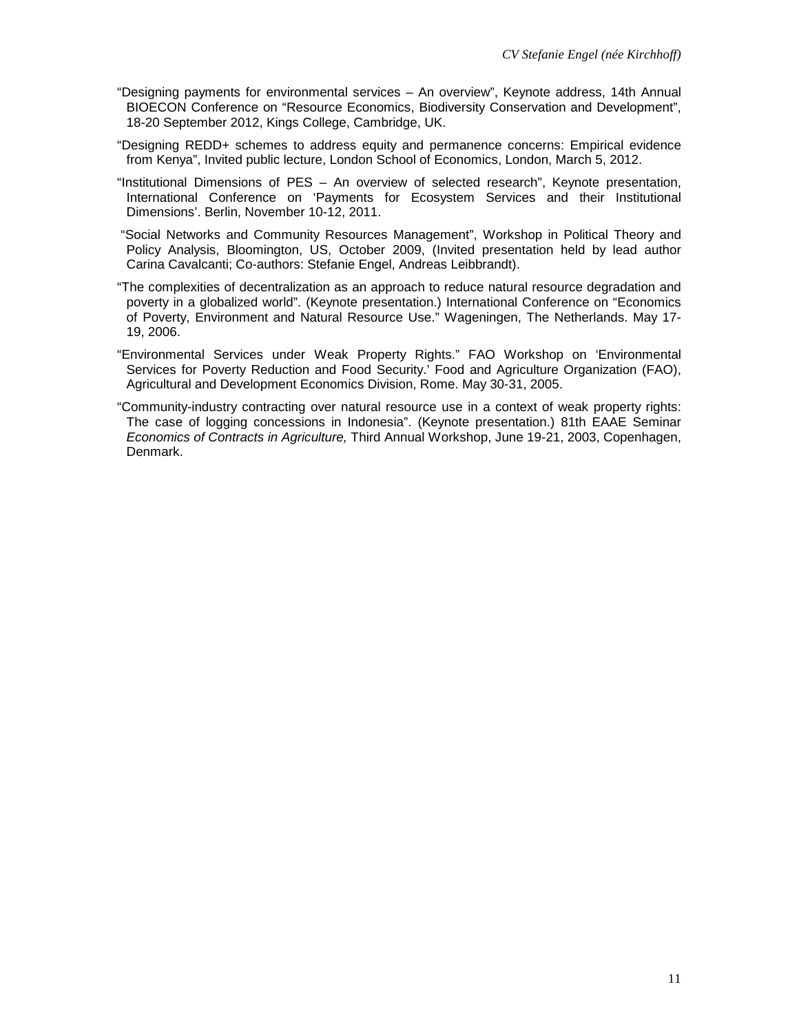"Designing payments for environmental services – An overview", Keynote address, 14th Annual BIOECON Conference on "Resource Economics, Biodiversity Conservation and Development", 18-20 September 2012, Kings College, Cambridge, UK.

"Designing REDD+ schemes to address equity and permanence concerns: Empirical evidence from Kenya", Invited public lecture, London School of Economics, London, March 5, 2012.

"Institutional Dimensions of PES – An overview of selected research", Keynote presentation, International Conference on 'Payments for Ecosystem Services and their Institutional Dimensions'. Berlin, November 10-12, 2011.

"Social Networks and Community Resources Management", Workshop in Political Theory and Policy Analysis, Bloomington, US, October 2009, (Invited presentation held by lead author Carina Cavalcanti; Co-authors: Stefanie Engel, Andreas Leibbrandt).

"The complexities of decentralization as an approach to reduce natural resource degradation and poverty in a globalized world". (Keynote presentation.) International Conference on "Economics of Poverty, Environment and Natural Resource Use." Wageningen, The Netherlands. May 17-19, 2006.

"Environmental Services under Weak Property Rights." FAO Workshop on 'Environmental Services for Poverty Reduction and Food Security.' Food and Agriculture Organization (FAO), Agricultural and Development Economics Division, Rome. May 30-31, 2005.

"Community-industry contracting over natural resource use in a context of weak property rights: The case of logging concessions in Indonesia". (Keynote presentation.) 81th EAAE Seminar *Economics of Contracts in Agriculture,* Third Annual Workshop, June 19-21, 2003, Copenhagen, Denmark.